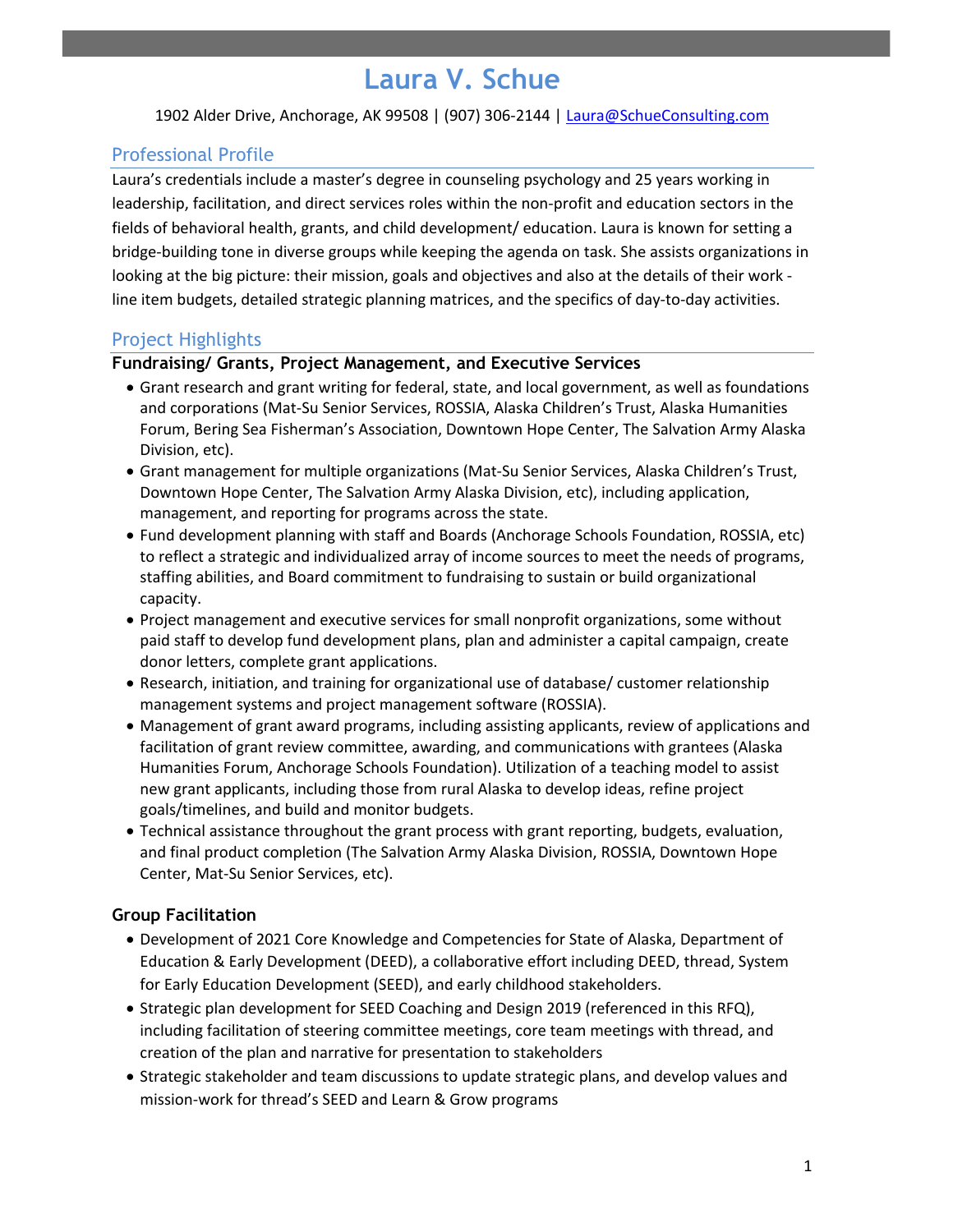# Laura V. Schue

1902 Alder Drive, Anchorage, AK 99508 | (907) 306-2144 | Laura@SchueConsulting.com

## Professional Profile

Laura's credentials include a master's degree in counseling psychology and 25 years working in leadership, facilitation, and direct services roles within the non-profit and education sectors in the fields of behavioral health, grants, and child development/ education. Laura is known for setting a bridge-building tone in diverse groups while keeping the agenda on task. She assists organizations in looking at the big picture: their mission, goals and objectives and also at the details of their work - line item budgets, detailed strategic planning matrices, and the specifics of day-to-day activities.

## Project Highlights

### Fundraising/ Grants, Project Management, and Executive Services

- Grant research and grant writing for federal, state, and local government, as well as foundations and corporations (Mat-Su Senior Services, ROSSIA, Alaska Children's Trust, Alaska Humanities Forum, Bering Sea Fisherman's Association, Downtown Hope Center, The Salvation Army Alaska Division, etc).
- Grant management for multiple organizations (Mat-Su Senior Services, Alaska Children's Trust, Downtown Hope Center, The Salvation Army Alaska Division, etc), including application, management, and reporting for programs across the state.
- Fund development planning with staff and Boards (Anchorage Schools Foundation, ROSSIA, etc) to reflect a strategic and individualized array of income sources to meet the needs of programs, staffing abilities, and Board commitment to fundraising to sustain or build organizational capacity.
- Project management and executive services for small nonprofit organizations, some without paid staff to develop fund development plans, plan and administer a capital campaign, create donor letters, complete grant applications.
- Research, initiation, and training for organizational use of database/ customer relationship management systems and project management software (ROSSIA).
- Management of grant award programs, including assisting applicants, review of applications and facilitation of grant review committee, awarding, and communications with grantees (Alaska Humanities Forum, Anchorage Schools Foundation). Utilization of a teaching model to assist new grant applicants, including those from rural Alaska to develop ideas, refine project goals/timelines, and build and monitor budgets.
- Technical assistance throughout the grant process with grant reporting, budgets, evaluation, and final product completion (The Salvation Army Alaska Division, ROSSIA, Downtown Hope Center, Mat-Su Senior Services, etc).

### Group Facilitation

- Development of 2021 Core Knowledge and Competencies for State of Alaska, Department of Education & Early Development (DEED), a collaborative effort including DEED, thread, System for Early Education Development (SEED), and early childhood stakeholders.
- Strategic plan development for SEED Coaching and Design 2019 (referenced in this RFQ), including facilitation of steering committee meetings, core team meetings with thread, and creation of the plan and narrative for presentation to stakeholders
- Strategic stakeholder and team discussions to update strategic plans, and develop values and mission-work for thread's SEED and Learn & Grow programs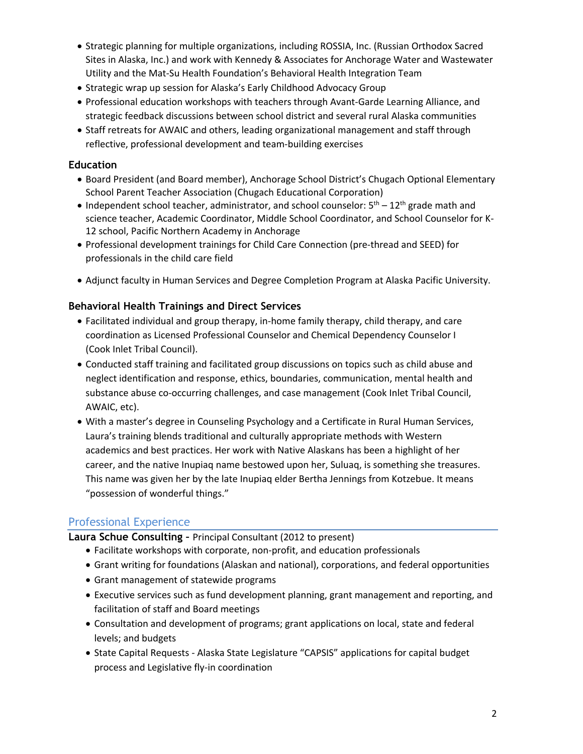- Strategic planning for multiple organizations, including ROSSIA, Inc. (Russian Orthodox Sacred Sites in Alaska, Inc.) and work with Kennedy & Associates for Anchorage Water and Wastewater Utility and the Mat-Su Health Foundation's Behavioral Health Integration Team
- Strategic wrap up session for Alaska's Early Childhood Advocacy Group
- Professional education workshops with teachers through Avant-Garde Learning Alliance, and strategic feedback discussions between school district and several rural Alaska communities
- Staff retreats for AWAIC and others, leading organizational management and staff through reflective, professional development and team-building exercises

### Education

- Board President (and Board member), Anchorage School District's Chugach Optional Elementary School Parent Teacher Association (Chugach Educational Corporation)
- Independent school teacher, administrator, and school counselor: 5th – 12th grade math and science teacher, Academic Coordinator, Middle School Coordinator, and School Counselor for K-12 school, Pacific Northern Academy in Anchorage
- Professional development trainings for Child Care Connection (pre-thread and SEED) for professionals in the child care field
- Adjunct faculty in Human Services and Degree Completion Program at Alaska Pacific University.

### Behavioral Health Trainings and Direct Services

- Facilitated individual and group therapy, in-home family therapy, child therapy, and care coordination as Licensed Professional Counselor and Chemical Dependency Counselor I (Cook Inlet Tribal Council).
- Conducted staff training and facilitated group discussions on topics such as child abuse and neglect identification and response, ethics, boundaries, communication, mental health and substance abuse co-occurring challenges, and case management (Cook Inlet Tribal Council, AWAIC, etc).
- With a master's degree in Counseling Psychology and a Certificate in Rural Human Services, Laura's training blends traditional and culturally appropriate methods with Western academics and best practices. Her work with Native Alaskans has been a highlight of her career, and the native Inupiaq name bestowed upon her, Suluaq, is something she treasures. This name was given her by the late Inupiaq elder Bertha Jennings from Kotzebue. It means "possession of wonderful things."

## Professional Experience

**Laura Schue Consulting –** Principal Consultant (2012 to present)

- Facilitate workshops with corporate, non-profit, and education professionals
- Grant writing for foundations (Alaskan and national), corporations, and federal opportunities
- Grant management of statewide programs
- Executive services such as fund development planning, grant management and reporting, and facilitation of staff and Board meetings
- Consultation and development of programs; grant applications on local, state and federal levels; and budgets
- State Capital Requests - Alaska State Legislature "CAPSIS" applications for capital budget process and Legislative fly-in coordination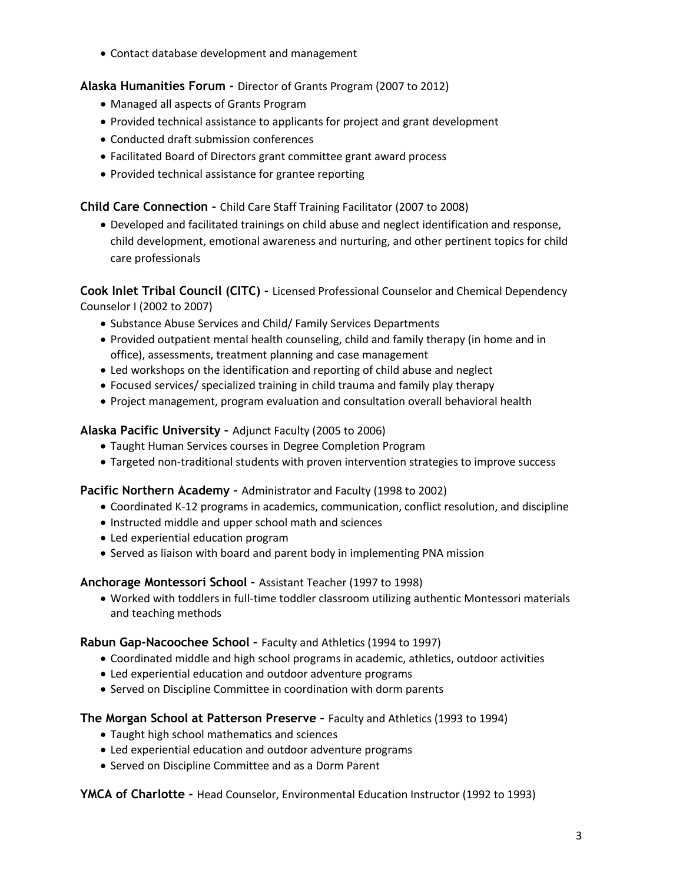- Contact database development and management

**Alaska Humanities Forum -** Director of Grants Program (2007 to 2012)

- Managed all aspects of Grants Program
- Provided technical assistance to applicants for project and grant development
- Conducted draft submission conferences
- Facilitated Board of Directors grant committee grant award process
- Provided technical assistance for grantee reporting

**Child Care Connection –** Child Care Staff Training Facilitator (2007 to 2008)

- Developed and facilitated trainings on child abuse and neglect identification and response, child development, emotional awareness and nurturing, and other pertinent topics for child care professionals

**Cook Inlet Tribal Council (CITC) -** Licensed Professional Counselor and Chemical Dependency Counselor I (2002 to 2007)

- Substance Abuse Services and Child/ Family Services Departments
- Provided outpatient mental health counseling, child and family therapy (in home and in office), assessments, treatment planning and case management
- Led workshops on the identification and reporting of child abuse and neglect
- Focused services/ specialized training in child trauma and family play therapy
- Project management, program evaluation and consultation overall behavioral health

**Alaska Pacific University –** Adjunct Faculty (2005 to 2006)

- Taught Human Services courses in Degree Completion Program
- Targeted non-traditional students with proven intervention strategies to improve success

**Pacific Northern Academy –** Administrator and Faculty (1998 to 2002)

- Coordinated K-12 programs in academics, communication, conflict resolution, and discipline
- Instructed middle and upper school math and sciences
- Led experiential education program
- Served as liaison with board and parent body in implementing PNA mission

**Anchorage Montessori School –** Assistant Teacher (1997 to 1998)

- Worked with toddlers in full-time toddler classroom utilizing authentic Montessori materials and teaching methods

**Rabun Gap-Nacoochee School –** Faculty and Athletics (1994 to 1997)

- Coordinated middle and high school programs in academic, athletics, outdoor activities
- Led experiential education and outdoor adventure programs
- Served on Discipline Committee in coordination with dorm parents

**The Morgan School at Patterson Preserve –** Faculty and Athletics (1993 to 1994)

- Taught high school mathematics and sciences
- Led experiential education and outdoor adventure programs
- Served on Discipline Committee and as a Dorm Parent

**YMCA of Charlotte -** Head Counselor, Environmental Education Instructor (1992 to 1993)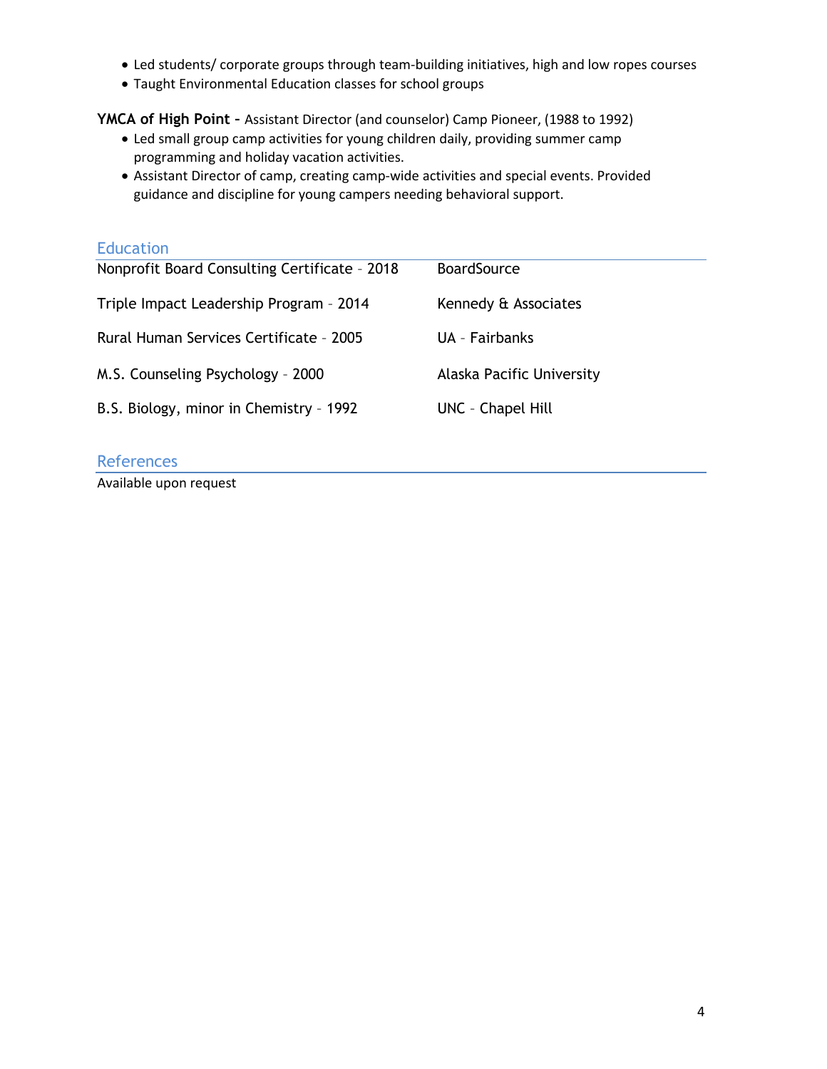- Led students/ corporate groups through team-building initiatives, high and low ropes courses
- Taught Environmental Education classes for school groups

**YMCA of High Point -** Assistant Director (and counselor) Camp Pioneer, (1988 to 1992)

- Led small group camp activities for young children daily, providing summer camp programming and holiday vacation activities.
- Assistant Director of camp, creating camp-wide activities and special events. Provided guidance and discipline for young campers needing behavioral support.

## Education

| | |
|---|---|
| Nonprofit Board Consulting Certificate - 2018 | BoardSource |
| Triple Impact Leadership Program - 2014 | Kennedy & Associates |
| Rural Human Services Certificate - 2005 | UA - Fairbanks |
| M.S. Counseling Psychology - 2000 | Alaska Pacific University |
| B.S. Biology, minor in Chemistry - 1992 | UNC - Chapel Hill |

## References

Available upon request